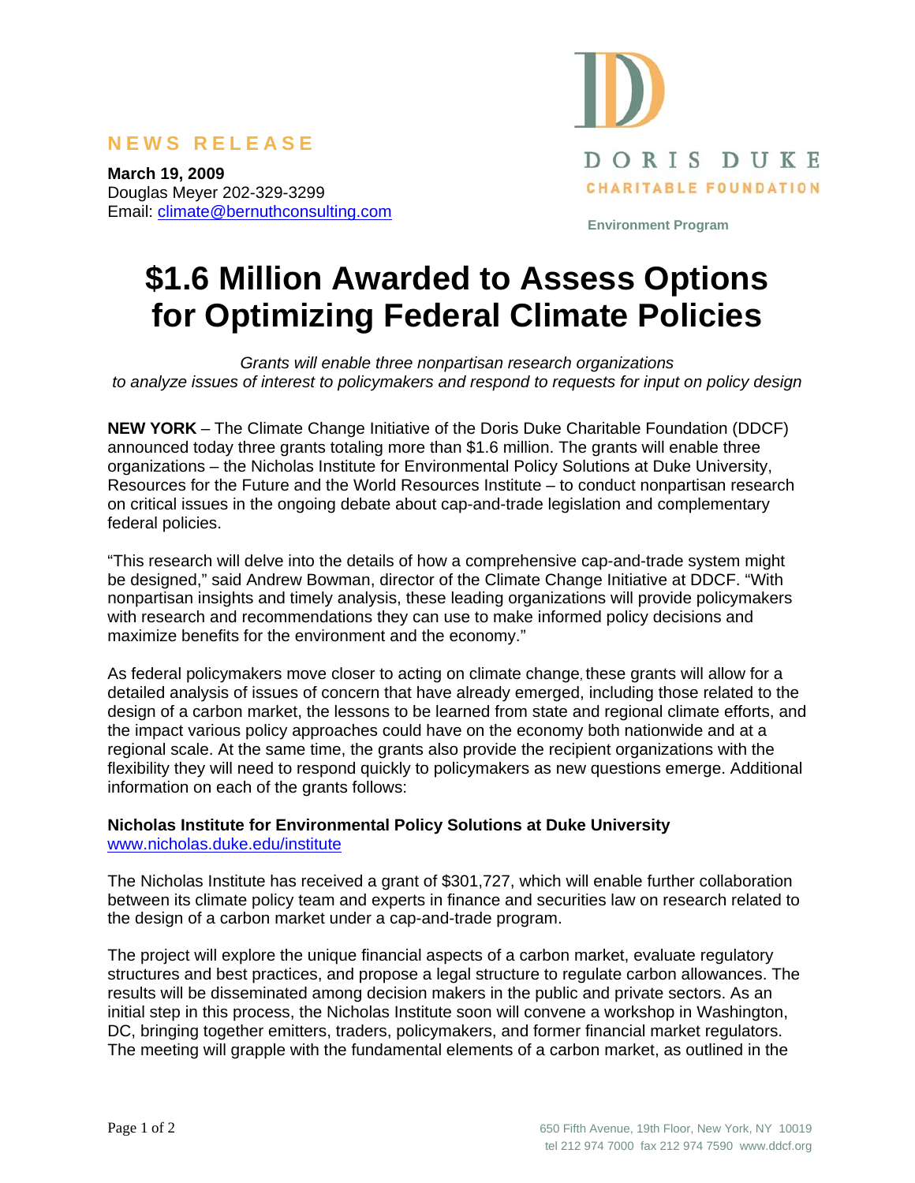**NEWS RELEASE**

**March 19, 2009**
Douglas Meyer 202-329-3299
Email: climate@bernuthconsulting.com

DORIS DUKE
CHARITABLE FOUNDATION

**Environment Program**

# $1.6 Million Awarded to Assess Options for Optimizing Federal Climate Policies

*Grants will enable three nonpartisan research organizations to analyze issues of interest to policymakers and respond to requests for input on policy design*

**NEW YORK** – The Climate Change Initiative of the Doris Duke Charitable Foundation (DDCF) announced today three grants totaling more than $1.6 million. The grants will enable three organizations – the Nicholas Institute for Environmental Policy Solutions at Duke University, Resources for the Future and the World Resources Institute – to conduct nonpartisan research on critical issues in the ongoing debate about cap-and-trade legislation and complementary federal policies.

"This research will delve into the details of how a comprehensive cap-and-trade system might be designed," said Andrew Bowman, director of the Climate Change Initiative at DDCF. "With nonpartisan insights and timely analysis, these leading organizations will provide policymakers with research and recommendations they can use to make informed policy decisions and maximize benefits for the environment and the economy."

As federal policymakers move closer to acting on climate change, these grants will allow for a detailed analysis of issues of concern that have already emerged, including those related to the design of a carbon market, the lessons to be learned from state and regional climate efforts, and the impact various policy approaches could have on the economy both nationwide and at a regional scale. At the same time, the grants also provide the recipient organizations with the flexibility they will need to respond quickly to policymakers as new questions emerge. Additional information on each of the grants follows:

**Nicholas Institute for Environmental Policy Solutions at Duke University**
www.nicholas.duke.edu/institute

The Nicholas Institute has received a grant of $301,727, which will enable further collaboration between its climate policy team and experts in finance and securities law on research related to the design of a carbon market under a cap-and-trade program.

The project will explore the unique financial aspects of a carbon market, evaluate regulatory structures and best practices, and propose a legal structure to regulate carbon allowances. The results will be disseminated among decision makers in the public and private sectors. As an initial step in this process, the Nicholas Institute soon will convene a workshop in Washington, DC, bringing together emitters, traders, policymakers, and former financial market regulators. The meeting will grapple with the fundamental elements of a carbon market, as outlined in the

650 Fifth Avenue, 19th Floor, New York, NY 10019
tel 212 974 7000 fax 212 974 7590 www.ddcf.org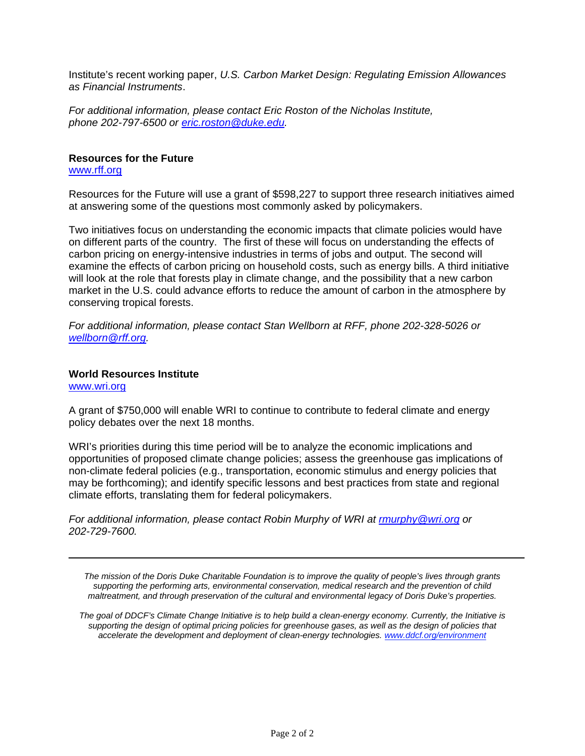Institute's recent working paper, *U.S. Carbon Market Design: Regulating Emission Allowances as Financial Instruments*.

*For additional information, please contact Eric Roston of the Nicholas Institute, phone 202-797-6500 or eric.roston@duke.edu.*

**Resources for the Future**
www.rff.org

Resources for the Future will use a grant of $598,227 to support three research initiatives aimed at answering some of the questions most commonly asked by policymakers.

Two initiatives focus on understanding the economic impacts that climate policies would have on different parts of the country. The first of these will focus on understanding the effects of carbon pricing on energy-intensive industries in terms of jobs and output. The second will examine the effects of carbon pricing on household costs, such as energy bills. A third initiative will look at the role that forests play in climate change, and the possibility that a new carbon market in the U.S. could advance efforts to reduce the amount of carbon in the atmosphere by conserving tropical forests.

*For additional information, please contact Stan Wellborn at RFF, phone 202-328-5026 or wellborn@rff.org.*

**World Resources Institute**
www.wri.org

A grant of $750,000 will enable WRI to continue to contribute to federal climate and energy policy debates over the next 18 months.

WRI's priorities during this time period will be to analyze the economic implications and opportunities of proposed climate change policies; assess the greenhouse gas implications of non-climate federal policies (e.g., transportation, economic stimulus and energy policies that may be forthcoming); and identify specific lessons and best practices from state and regional climate efforts, translating them for federal policymakers.

*For additional information, please contact Robin Murphy of WRI at rmurphy@wri.org or 202-729-7600.*

---

*The mission of the Doris Duke Charitable Foundation is to improve the quality of people's lives through grants supporting the performing arts, environmental conservation, medical research and the prevention of child maltreatment, and through preservation of the cultural and environmental legacy of Doris Duke's properties.*

*The goal of DDCF's Climate Change Initiative is to help build a clean-energy economy. Currently, the Initiative is supporting the design of optimal pricing policies for greenhouse gases, as well as the design of policies that accelerate the development and deployment of clean-energy technologies. www.ddcf.org/environment*